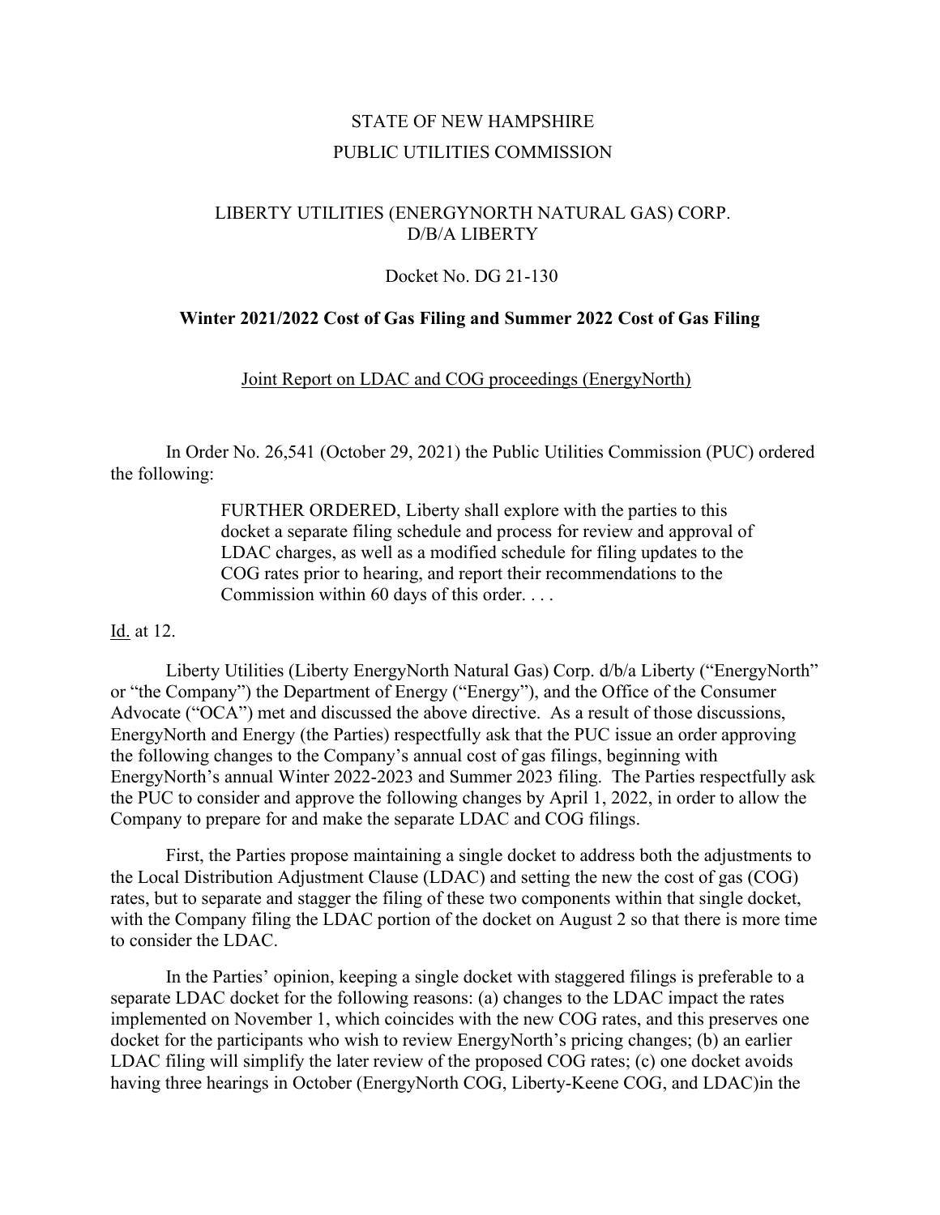STATE OF NEW HAMPSHIRE

PUBLIC UTILITIES COMMISSION

LIBERTY UTILITIES (ENERGYNORTH NATURAL GAS) CORP.
D/B/A LIBERTY

Docket No. DG 21-130

**Winter 2021/2022 Cost of Gas Filing and Summer 2022 Cost of Gas Filing**

Joint Report on LDAC and COG proceedings (EnergyNorth)

In Order No. 26,541 (October 29, 2021) the Public Utilities Commission (PUC) ordered the following:

> FURTHER ORDERED, Liberty shall explore with the parties to this docket a separate filing schedule and process for review and approval of LDAC charges, as well as a modified schedule for filing updates to the COG rates prior to hearing, and report their recommendations to the Commission within 60 days of this order. . . .

Id. at 12.

Liberty Utilities (Liberty EnergyNorth Natural Gas) Corp. d/b/a Liberty ("EnergyNorth" or "the Company") the Department of Energy ("Energy"), and the Office of the Consumer Advocate ("OCA") met and discussed the above directive. As a result of those discussions, EnergyNorth and Energy (the Parties) respectfully ask that the PUC issue an order approving the following changes to the Company's annual cost of gas filings, beginning with EnergyNorth's annual Winter 2022-2023 and Summer 2023 filing. The Parties respectfully ask the PUC to consider and approve the following changes by April 1, 2022, in order to allow the Company to prepare for and make the separate LDAC and COG filings.

First, the Parties propose maintaining a single docket to address both the adjustments to the Local Distribution Adjustment Clause (LDAC) and setting the new the cost of gas (COG) rates, but to separate and stagger the filing of these two components within that single docket, with the Company filing the LDAC portion of the docket on August 2 so that there is more time to consider the LDAC.

In the Parties' opinion, keeping a single docket with staggered filings is preferable to a separate LDAC docket for the following reasons: (a) changes to the LDAC impact the rates implemented on November 1, which coincides with the new COG rates, and this preserves one docket for the participants who wish to review EnergyNorth's pricing changes; (b) an earlier LDAC filing will simplify the later review of the proposed COG rates; (c) one docket avoids having three hearings in October (EnergyNorth COG, Liberty-Keene COG, and LDAC)in the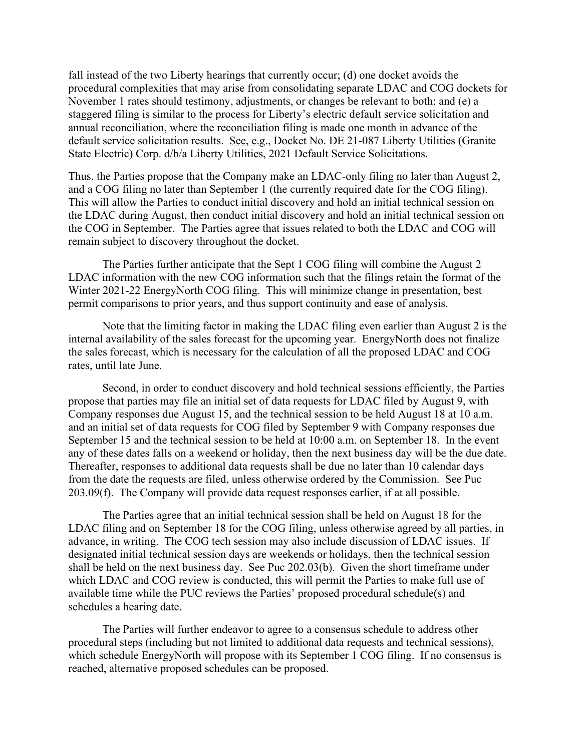fall instead of the two Liberty hearings that currently occur; (d) one docket avoids the procedural complexities that may arise from consolidating separate LDAC and COG dockets for November 1 rates should testimony, adjustments, or changes be relevant to both; and (e) a staggered filing is similar to the process for Liberty's electric default service solicitation and annual reconciliation, where the reconciliation filing is made one month in advance of the default service solicitation results. See, e.g., Docket No. DE 21-087 Liberty Utilities (Granite State Electric) Corp. d/b/a Liberty Utilities, 2021 Default Service Solicitations.

Thus, the Parties propose that the Company make an LDAC-only filing no later than August 2, and a COG filing no later than September 1 (the currently required date for the COG filing). This will allow the Parties to conduct initial discovery and hold an initial technical session on the LDAC during August, then conduct initial discovery and hold an initial technical session on the COG in September. The Parties agree that issues related to both the LDAC and COG will remain subject to discovery throughout the docket.

The Parties further anticipate that the Sept 1 COG filing will combine the August 2 LDAC information with the new COG information such that the filings retain the format of the Winter 2021-22 EnergyNorth COG filing. This will minimize change in presentation, best permit comparisons to prior years, and thus support continuity and ease of analysis.

Note that the limiting factor in making the LDAC filing even earlier than August 2 is the internal availability of the sales forecast for the upcoming year. EnergyNorth does not finalize the sales forecast, which is necessary for the calculation of all the proposed LDAC and COG rates, until late June.

Second, in order to conduct discovery and hold technical sessions efficiently, the Parties propose that parties may file an initial set of data requests for LDAC filed by August 9, with Company responses due August 15, and the technical session to be held August 18 at 10 a.m. and an initial set of data requests for COG filed by September 9 with Company responses due September 15 and the technical session to be held at 10:00 a.m. on September 18. In the event any of these dates falls on a weekend or holiday, then the next business day will be the due date. Thereafter, responses to additional data requests shall be due no later than 10 calendar days from the date the requests are filed, unless otherwise ordered by the Commission. See Puc 203.09(f). The Company will provide data request responses earlier, if at all possible.

The Parties agree that an initial technical session shall be held on August 18 for the LDAC filing and on September 18 for the COG filing, unless otherwise agreed by all parties, in advance, in writing. The COG tech session may also include discussion of LDAC issues. If designated initial technical session days are weekends or holidays, then the technical session shall be held on the next business day. See Puc 202.03(b). Given the short timeframe under which LDAC and COG review is conducted, this will permit the Parties to make full use of available time while the PUC reviews the Parties' proposed procedural schedule(s) and schedules a hearing date.

The Parties will further endeavor to agree to a consensus schedule to address other procedural steps (including but not limited to additional data requests and technical sessions), which schedule EnergyNorth will propose with its September 1 COG filing. If no consensus is reached, alternative proposed schedules can be proposed.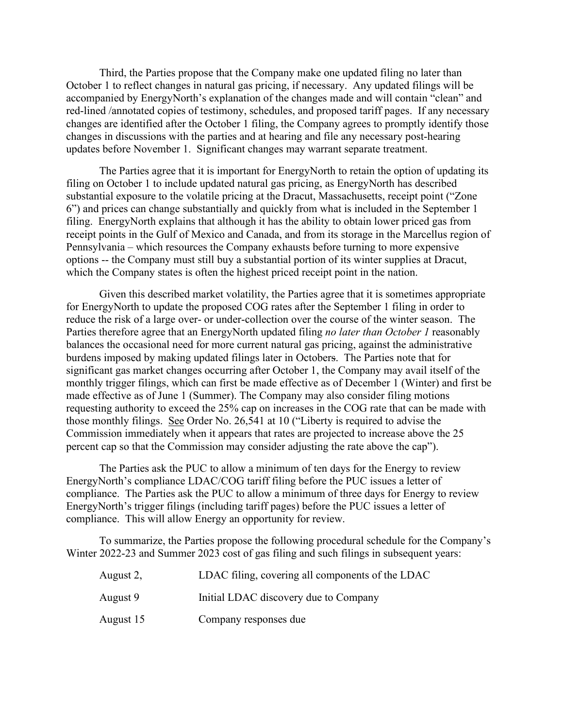Third, the Parties propose that the Company make one updated filing no later than October 1 to reflect changes in natural gas pricing, if necessary. Any updated filings will be accompanied by EnergyNorth's explanation of the changes made and will contain "clean" and red-lined /annotated copies of testimony, schedules, and proposed tariff pages. If any necessary changes are identified after the October 1 filing, the Company agrees to promptly identify those changes in discussions with the parties and at hearing and file any necessary post-hearing updates before November 1. Significant changes may warrant separate treatment.

The Parties agree that it is important for EnergyNorth to retain the option of updating its filing on October 1 to include updated natural gas pricing, as EnergyNorth has described substantial exposure to the volatile pricing at the Dracut, Massachusetts, receipt point ("Zone 6") and prices can change substantially and quickly from what is included in the September 1 filing. EnergyNorth explains that although it has the ability to obtain lower priced gas from receipt points in the Gulf of Mexico and Canada, and from its storage in the Marcellus region of Pennsylvania – which resources the Company exhausts before turning to more expensive options -- the Company must still buy a substantial portion of its winter supplies at Dracut, which the Company states is often the highest priced receipt point in the nation.

Given this described market volatility, the Parties agree that it is sometimes appropriate for EnergyNorth to update the proposed COG rates after the September 1 filing in order to reduce the risk of a large over- or under-collection over the course of the winter season. The Parties therefore agree that an EnergyNorth updated filing *no later than October 1* reasonably balances the occasional need for more current natural gas pricing, against the administrative burdens imposed by making updated filings later in Octobers. The Parties note that for significant gas market changes occurring after October 1, the Company may avail itself of the monthly trigger filings, which can first be made effective as of December 1 (Winter) and first be made effective as of June 1 (Summer). The Company may also consider filing motions requesting authority to exceed the 25% cap on increases in the COG rate that can be made with those monthly filings. See Order No. 26,541 at 10 ("Liberty is required to advise the Commission immediately when it appears that rates are projected to increase above the 25 percent cap so that the Commission may consider adjusting the rate above the cap").

The Parties ask the PUC to allow a minimum of ten days for the Energy to review EnergyNorth's compliance LDAC/COG tariff filing before the PUC issues a letter of compliance. The Parties ask the PUC to allow a minimum of three days for Energy to review EnergyNorth's trigger filings (including tariff pages) before the PUC issues a letter of compliance. This will allow Energy an opportunity for review.

To summarize, the Parties propose the following procedural schedule for the Company's Winter 2022-23 and Summer 2023 cost of gas filing and such filings in subsequent years:

| | |
|---|---|
| August 2, | LDAC filing, covering all components of the LDAC |
| August 9 | Initial LDAC discovery due to Company |
| August 15 | Company responses due |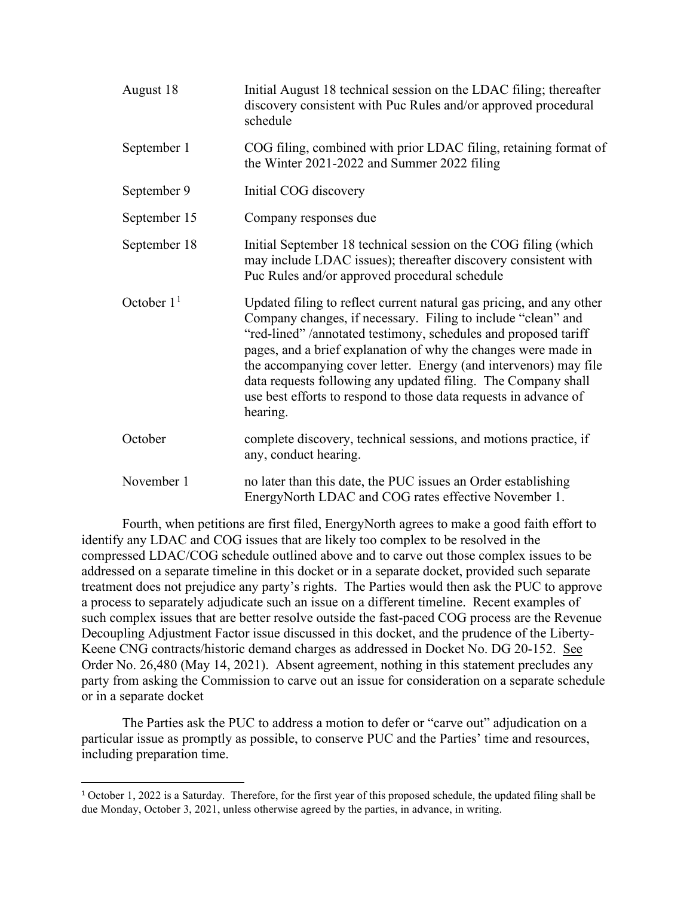| | |
|---|---|
| August 18 | Initial August 18 technical session on the LDAC filing; thereafter discovery consistent with Puc Rules and/or approved procedural schedule |
| September 1 | COG filing, combined with prior LDAC filing, retaining format of the Winter 2021-2022 and Summer 2022 filing |
| September 9 | Initial COG discovery |
| September 15 | Company responses due |
| September 18 | Initial September 18 technical session on the COG filing (which may include LDAC issues); thereafter discovery consistent with Puc Rules and/or approved procedural schedule |
| October 1[1] | Updated filing to reflect current natural gas pricing, and any other Company changes, if necessary. Filing to include "clean" and "red-lined" /annotated testimony, schedules and proposed tariff pages, and a brief explanation of why the changes were made in the accompanying cover letter. Energy (and intervenors) may file data requests following any updated filing. The Company shall use best efforts to respond to those data requests in advance of hearing. |
| October | complete discovery, technical sessions, and motions practice, if any, conduct hearing. |
| November 1 | no later than this date, the PUC issues an Order establishing EnergyNorth LDAC and COG rates effective November 1. |

Fourth, when petitions are first filed, EnergyNorth agrees to make a good faith effort to identify any LDAC and COG issues that are likely too complex to be resolved in the compressed LDAC/COG schedule outlined above and to carve out those complex issues to be addressed on a separate timeline in this docket or in a separate docket, provided such separate treatment does not prejudice any party's rights. The Parties would then ask the PUC to approve a process to separately adjudicate such an issue on a different timeline. Recent examples of such complex issues that are better resolve outside the fast-paced COG process are the Revenue Decoupling Adjustment Factor issue discussed in this docket, and the prudence of the Liberty-Keene CNG contracts/historic demand charges as addressed in Docket No. DG 20-152. See Order No. 26,480 (May 14, 2021). Absent agreement, nothing in this statement precludes any party from asking the Commission to carve out an issue for consideration on a separate schedule or in a separate docket

The Parties ask the PUC to address a motion to defer or "carve out" adjudication on a particular issue as promptly as possible, to conserve PUC and the Parties' time and resources, including preparation time.

[1] October 1, 2022 is a Saturday. Therefore, for the first year of this proposed schedule, the updated filing shall be due Monday, October 3, 2021, unless otherwise agreed by the parties, in advance, in writing.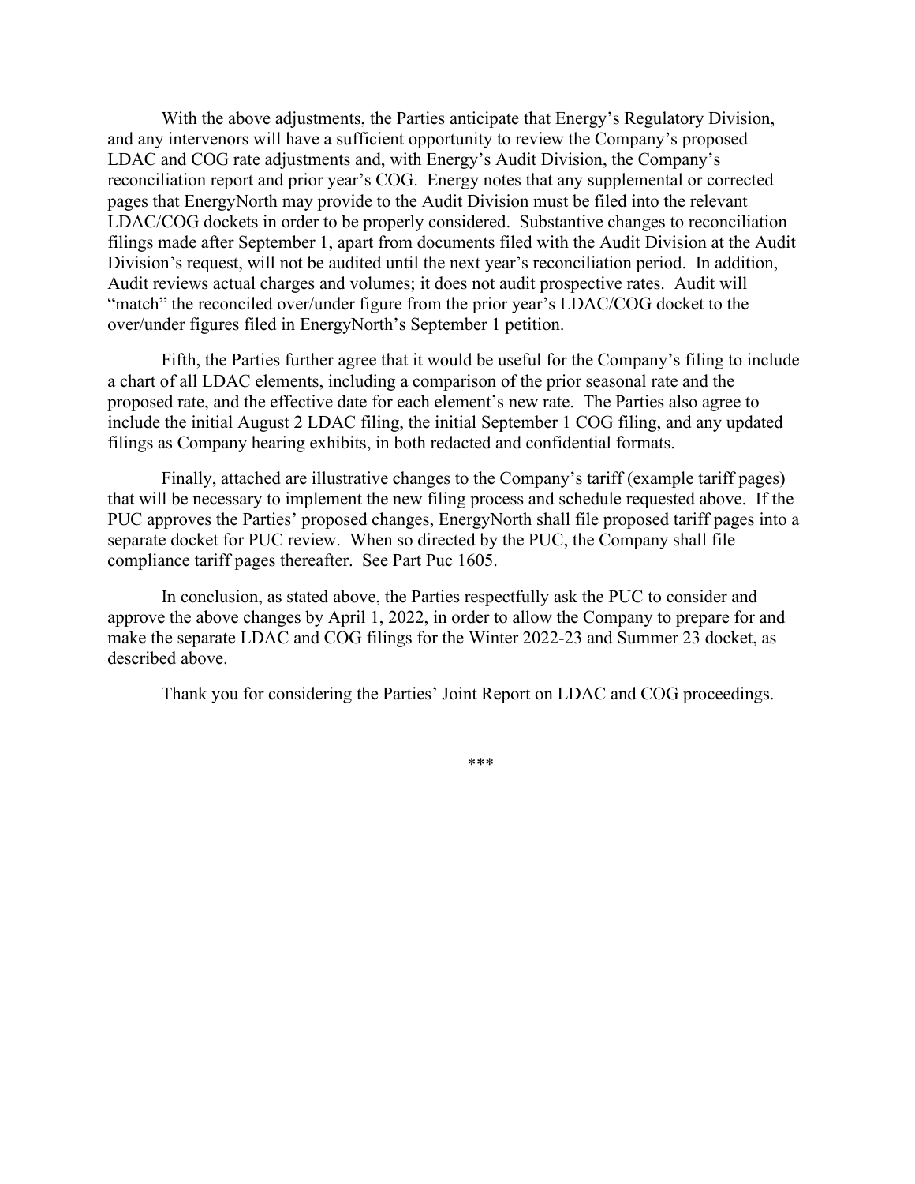With the above adjustments, the Parties anticipate that Energy's Regulatory Division, and any intervenors will have a sufficient opportunity to review the Company's proposed LDAC and COG rate adjustments and, with Energy's Audit Division, the Company's reconciliation report and prior year's COG. Energy notes that any supplemental or corrected pages that EnergyNorth may provide to the Audit Division must be filed into the relevant LDAC/COG dockets in order to be properly considered. Substantive changes to reconciliation filings made after September 1, apart from documents filed with the Audit Division at the Audit Division's request, will not be audited until the next year's reconciliation period. In addition, Audit reviews actual charges and volumes; it does not audit prospective rates. Audit will "match" the reconciled over/under figure from the prior year's LDAC/COG docket to the over/under figures filed in EnergyNorth's September 1 petition.

Fifth, the Parties further agree that it would be useful for the Company's filing to include a chart of all LDAC elements, including a comparison of the prior seasonal rate and the proposed rate, and the effective date for each element's new rate. The Parties also agree to include the initial August 2 LDAC filing, the initial September 1 COG filing, and any updated filings as Company hearing exhibits, in both redacted and confidential formats.

Finally, attached are illustrative changes to the Company's tariff (example tariff pages) that will be necessary to implement the new filing process and schedule requested above. If the PUC approves the Parties' proposed changes, EnergyNorth shall file proposed tariff pages into a separate docket for PUC review. When so directed by the PUC, the Company shall file compliance tariff pages thereafter. See Part Puc 1605.

In conclusion, as stated above, the Parties respectfully ask the PUC to consider and approve the above changes by April 1, 2022, in order to allow the Company to prepare for and make the separate LDAC and COG filings for the Winter 2022-23 and Summer 23 docket, as described above.

Thank you for considering the Parties' Joint Report on LDAC and COG proceedings.

***